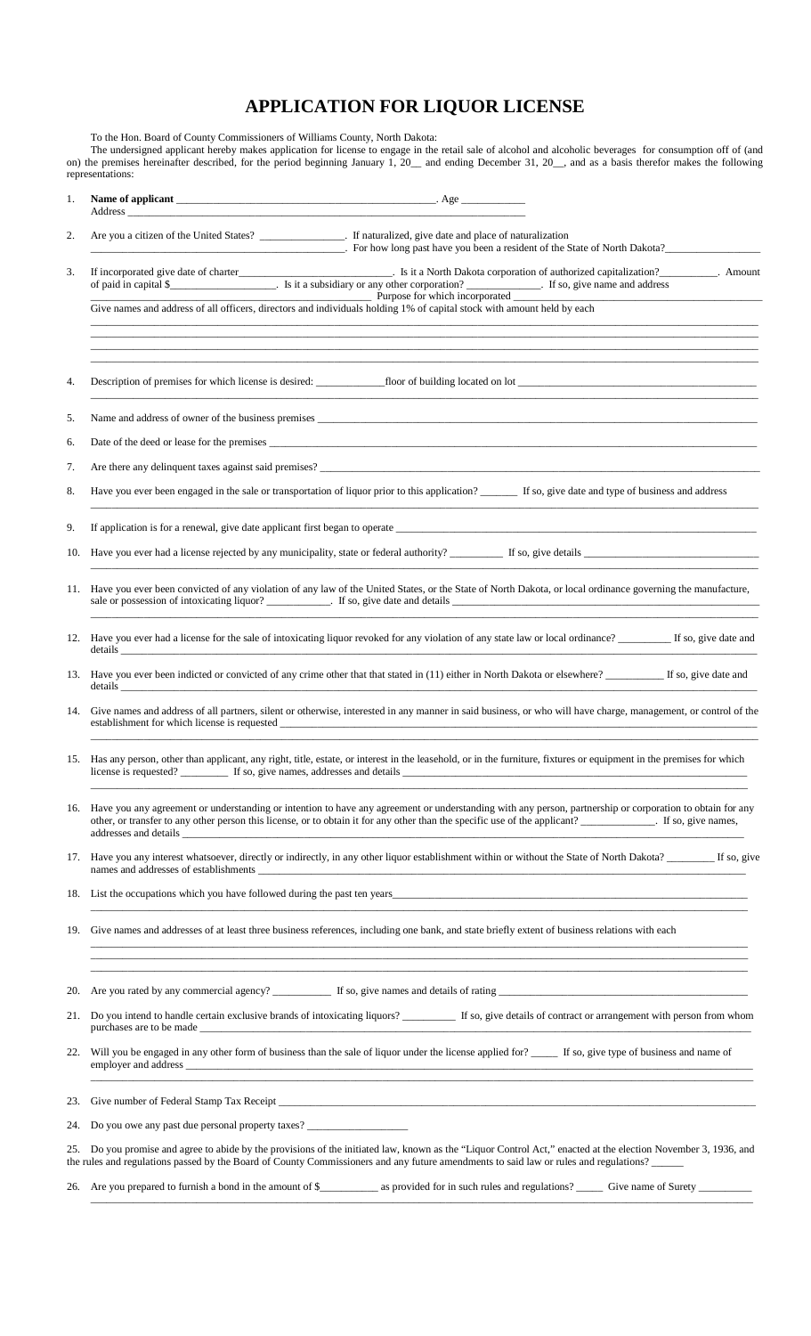# APPLICATION FOR LIQUOR LICENSE

To the Hon. Board of County Commissioners of Williams County, North Dakota:

The undersigned applicant hereby makes application for license to engage in the retail sale of alcohol and alcoholic beverages for consumption off of (and on) the premises hereinafter described, for the period beginning January 1, 20__ and ending December 31, 20__, and as a basis therefor makes the following representations:

1. **Name of applicant** ______________________________________________. Age ___________
   Address ______________________________________________________________________

2. Are you a citizen of the United States? _______________. If naturalized, give date and place of naturalization ______________________________________________. For how long past have you been a resident of the State of North Dakota?________________

3. If incorporated give date of charter_____________________________. Is it a North Dakota corporation of authorized capitalization?__________. Amount of paid in capital $___________________. Is it a subsidiary or any other corporation? _____________. If so, give name and address ______________________________________________ Purpose for which incorporated ______________________________________________
   Give names and address of all officers, directors and individuals holding 1% of capital stock with amount held by each
   ______________________________________________________________________
   ______________________________________________________________________
   ______________________________________________________________________
   ______________________________________________________________________

4. Description of premises for which license is desired: ____________floor of building located on lot ______________________________________________
   ______________________________________________________________________

5. Name and address of owner of the business premises ______________________________________________

6. Date of the deed or lease for the premises ______________________________________________

7. Are there any delinquent taxes against said premises? ______________________________________________

8. Have you ever been engaged in the sale or transportation of liquor prior to this application? _______ If so, give date and type of business and address
   ______________________________________________________________________

9. If application is for a renewal, give date applicant first began to operate ______________________________________________

10. Have you ever had a license rejected by any municipality, state or federal authority? __________ If so, give details ______________________________
    ______________________________________________________________________

11. Have you ever been convicted of any violation of any law of the United States, or the State of North Dakota, or local ordinance governing the manufacture, sale or possession of intoxicating liquor? ___________. If so, give date and details ______________________________________________
    ______________________________________________________________________

12. Have you ever had a license for the sale of intoxicating liquor revoked for any violation of any state law or local ordinance? _________ If so, give date and details ______________________________________________

13. Have you ever been indicted or convicted of any crime other that that stated in (11) either in North Dakota or elsewhere? __________ If so, give date and details ______________________________________________

14. Give names and address of all partners, silent or otherwise, interested in any manner in said business, or who will have charge, management, or control of the establishment for which license is requested ______________________________________________
    ______________________________________________________________________

15. Has any person, other than applicant, any right, title, estate, or interest in the leasehold, or in the furniture, fixtures or equipment in the premises for which license is requested? _________ If so, give names, addresses and details ______________________________________________
    ______________________________________________________________________

16. Have you any agreement or understanding or intention to have any agreement or understanding with any person, partnership or corporation to obtain for any other, or transfer to any other person this license, or to obtain it for any other than the specific use of the applicant? _____________. If so, give names, addresses and details ______________________________________________

17. Have you any interest whatsoever, directly or indirectly, in any other liquor establishment within or without the State of North Dakota? ________ If so, give names and addresses of establishments ______________________________________________

18. List the occupations which you have followed during the past ten years______________________________________________
    ______________________________________________________________________

19. Give names and addresses of at least three business references, including one bank, and state briefly extent of business relations with each
    ______________________________________________________________________
    ______________________________________________________________________
    ______________________________________________________________________

20. Are you rated by any commercial agency? __________ If so, give names and details of rating ______________________________________________

21. Do you intend to handle certain exclusive brands of intoxicating liquors? _________ If so, give details of contract or arrangement with person from whom purchases are to be made ______________________________________________

22. Will you be engaged in any other form of business than the sale of liquor under the license applied for? _____ If so, give type of business and name of employer and address ______________________________________________
    ______________________________________________________________________

23. Give number of Federal Stamp Tax Receipt ______________________________________________

24. Do you owe any past due personal property taxes? __________________

25. Do you promise and agree to abide by the provisions of the initiated law, known as the "Liquor Control Act," enacted at the election November 3, 1936, and the rules and regulations passed by the Board of County Commissioners and any future amendments to said law or rules and regulations? ______

26. Are you prepared to furnish a bond in the amount of $__________ as provided for in such rules and regulations? _____ Give name of Surety _________
    ______________________________________________________________________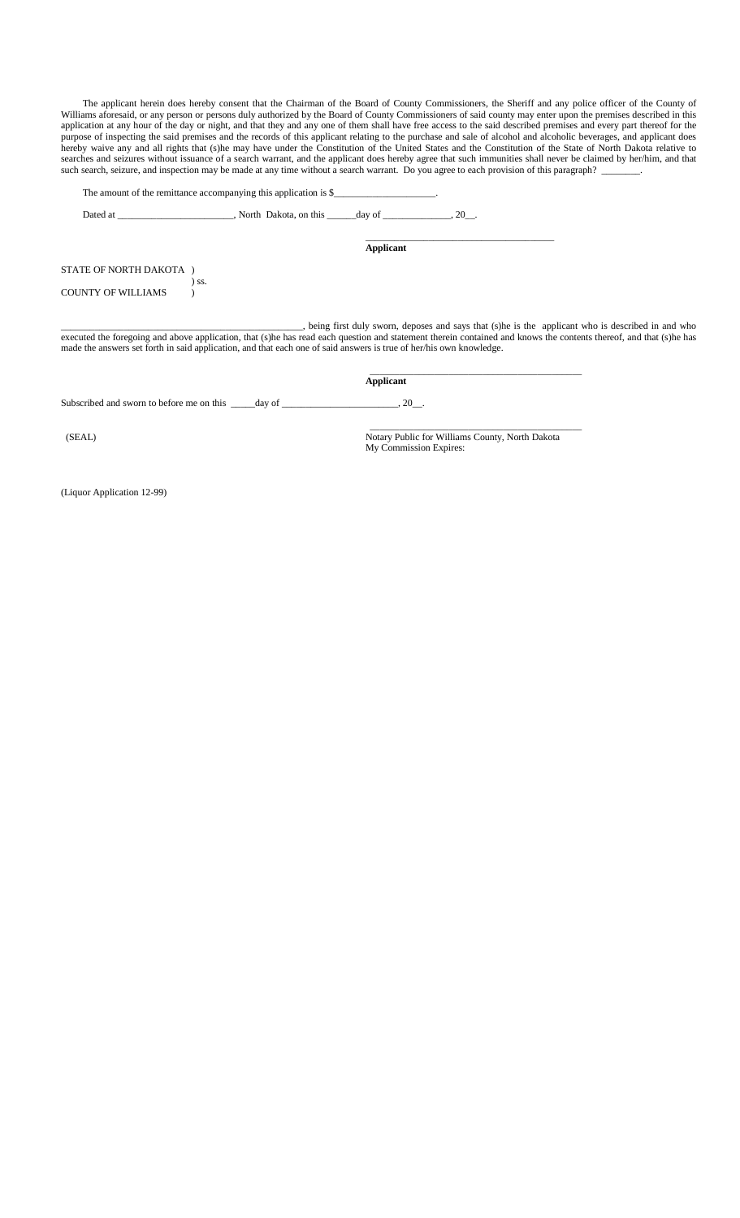The applicant herein does hereby consent that the Chairman of the Board of County Commissioners, the Sheriff and any police officer of the County of Williams aforesaid, or any person or persons duly authorized by the Board of County Commissioners of said county may enter upon the premises described in this application at any hour of the day or night, and that they and any one of them shall have free access to the said described premises and every part thereof for the purpose of inspecting the said premises and the records of this applicant relating to the purchase and sale of alcohol and alcoholic beverages, and applicant does hereby waive any and all rights that (s)he may have under the Constitution of the United States and the Constitution of the State of North Dakota relative to searches and seizures without issuance of a search warrant, and the applicant does hereby agree that such immunities shall never be claimed by her/him, and that such search, seizure, and inspection may be made at any time without a search warrant. Do you agree to each provision of this paragraph? ________.

The amount of the remittance accompanying this application is $_____________________.

Dated at ________________________, North Dakota, on this ______day of ______________, 20__.

_______________________________________
**Applicant**

STATE OF NORTH DAKOTA )
) ss.
COUNTY OF WILLIAMS )

_________________________________________________, being first duly sworn, deposes and says that (s)he is the applicant who is described in and who executed the foregoing and above application, that (s)he has read each question and statement therein contained and knows the contents thereof, and that (s)he has made the answers set forth in said application, and that each one of said answers is true of her/his own knowledge.

_____________________________________________
**Applicant**

Subscribed and sworn to before me on this _____day of ________________________, 20__.

(SEAL)

_____________________________________________
Notary Public for Williams County, North Dakota
My Commission Expires:

(Liquor Application 12-99)